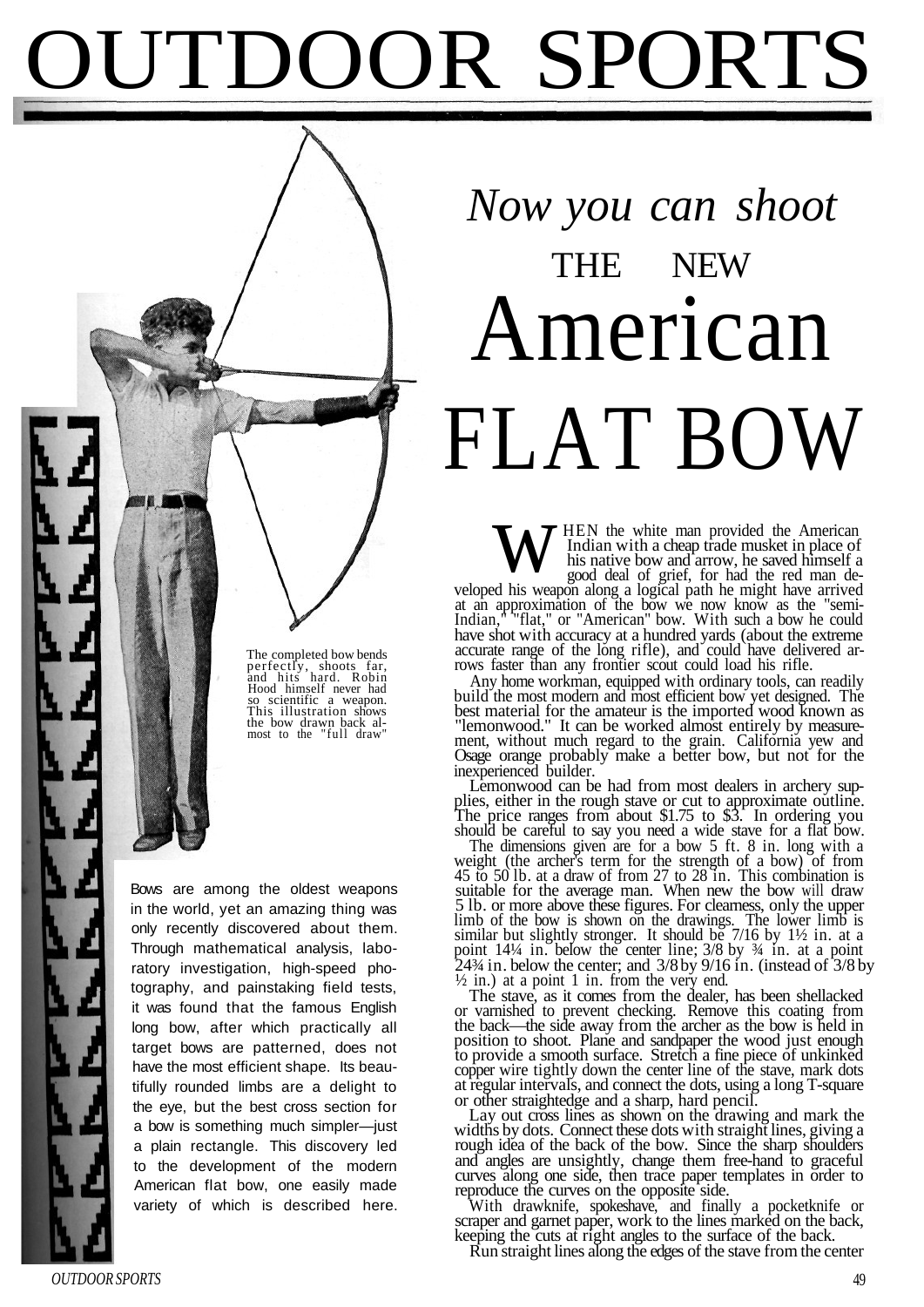# OUTDOOR SPORTS

## *Now you can shoot* THE NEW American FLAT BOW

The completed bow bends perfectly, shoots far, and hits hard. Robin Hood himself never had so scientific a weapon. This illustration shows the bow drawn back almost to the "full draw"

Bows are among the oldest weapons in the world, yet an amazing thing was only recently discovered about them. Through mathematical analysis, laboratory investigation, high-speed photography, and painstaking field tests, it was found that the famous English long bow, after which practically all target bows are patterned, does not have the most efficient shape. Its beautifully rounded limbs are a delight to the eye, but the best cross section for a bow is something much simpler—just a plain rectangle. This discovery led to the development of the modern American flat bow, one easily made variety of which is described here.

WHEN the white man provided the American Indian with a cheap trade musket in place of his native bow and arrow, he saved himself a good deal of grief, for had the red man developed his weapon along a logical path he might have arrived at an approximation of the bow we now know as the "semi-Indian," "flat," or "American" bow. With such a bow he could have shot with accuracy at a hundred yards (about the extreme accurate range of the long rifle), and could have delivered arrows faster than any frontier scout could load his rifle.

Any home workman, equipped with ordinary tools, can readily build the most modern and most efficient bow yet designed. The best material for the amateur is the imported wood known as "lemonwood." It can be worked almost entirely by measurement, without much regard to the grain. California yew and Osage orange probably make a better bow, but not for the inexperienced builder.

Lemonwood can be had from most dealers in archery supplies, either in the rough stave or cut to approximate outline. The price ranges from about $1.75 to $3. In ordering you should be careful to say you need a wide stave for a flat bow.

The dimensions given are for a bow 5 ft. 8 in. long with a weight (the archer's term for the strength of a bow) of from 45 to 50 lb. at a draw of from 27 to 28 in. This combination is suitable for the average man. When new the bow will draw 5 lb. or more above these figures. For clearness, only the upper limb of the bow is shown on the drawings. The lower limb is similar but slightly stronger. It should be 7/16 by 1½ in. at a point 14¼ in. below the center line; 3/8 by ¾ in. at a point 24¾ in. below the center; and 3/8 by 9/16 in. (instead of 3/8 by ½ in.) at a point 1 in. from the very end.

The stave, as it comes from the dealer, has been shellacked or varnished to prevent checking. Remove this coating from the back—the side away from the archer as the bow is held in position to shoot. Plane and sandpaper the wood just enough to provide a smooth surface. Stretch a fine piece of unkinked copper wire tightly down the center line of the stave, mark dots at regular intervals, and connect the dots, using a long T-square or other straightedge and a sharp, hard pencil.

Lay out cross lines as shown on the drawing and mark the widths by dots. Connect these dots with straight lines, giving a rough idea of the back of the bow. Since the sharp shoulders and angles are unsightly, change them free-hand to graceful curves along one side, then trace paper templates in order to reproduce the curves on the opposite side.

With drawknife, spokeshave, and finally a pocketknife or scraper and garnet paper, work to the lines marked on the back, keeping the cuts at right angles to the surface of the back.

Run straight lines along the edges of the stave from the center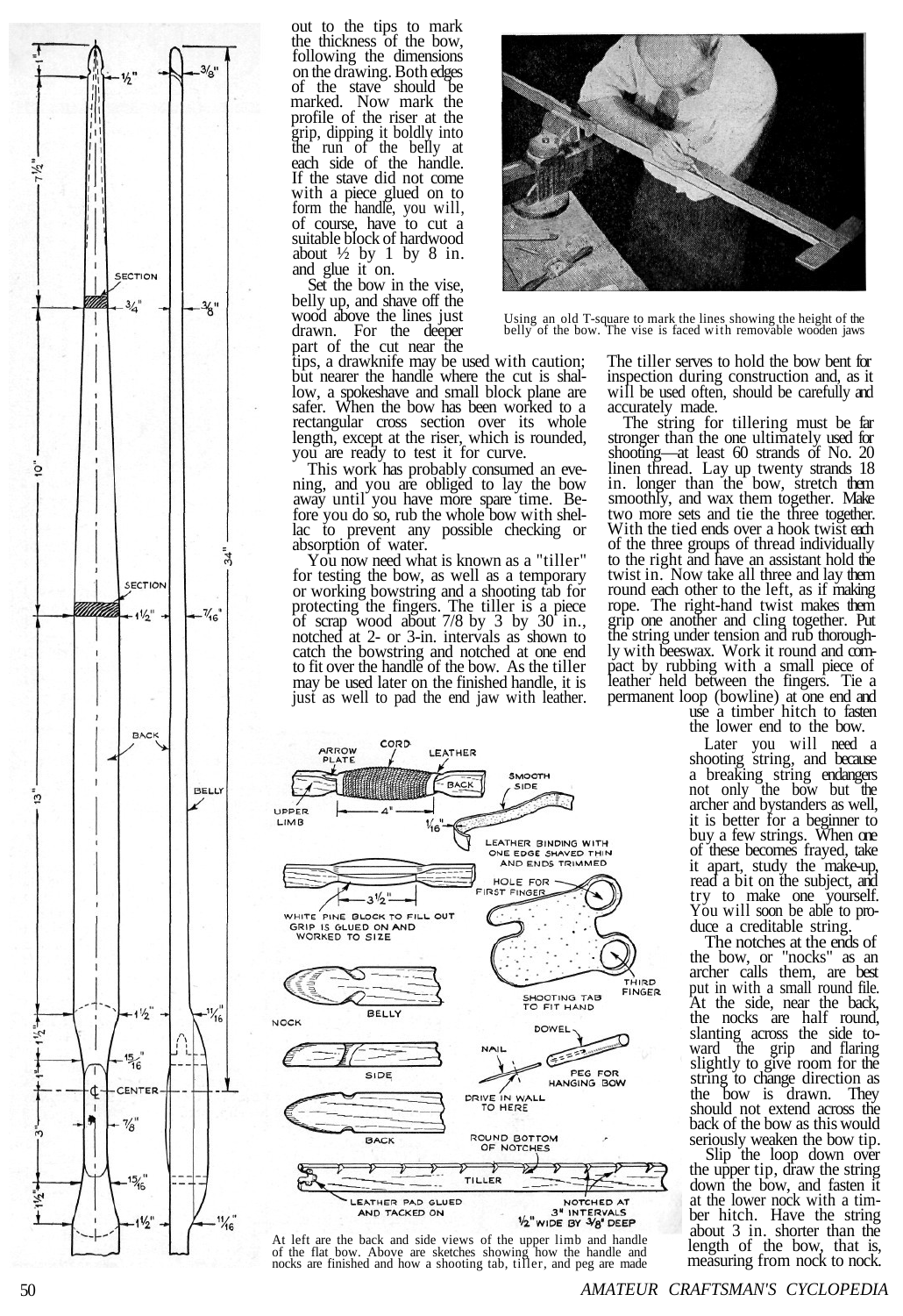out to the tips to mark the thickness of the bow, following the dimensions on the drawing. Both edges of the stave should be marked. Now mark the profile of the riser at the grip, dipping it boldly into the run of the belly at each side of the handle. If the stave did not come with a piece glued on to form the handle, you will, of course, have to cut a suitable block of hardwood about ½ by 1 by 8 in. and glue it on.

Set the bow in the vise, belly up, and shave off the wood above the lines just drawn. For the deeper part of the cut near the tips, a drawknife may be used with caution; but nearer the handle where the cut is shallow, a spokeshave and small block plane are safer. When the bow has been worked to a rectangular cross section over its whole length, except at the riser, which is rounded, you are ready to test it for curve.

Using an old T-square to mark the lines showing the height of the belly of the bow. The vise is faced with removable wooden jaws

This work has probably consumed an evening, and you are obliged to lay the bow away until you have more spare time. Before you do so, rub the whole bow with shellac to prevent any possible checking or absorption of water.

You now need what is known as a "tiller" for testing the bow, as well as a temporary or working bowstring and a shooting tab for protecting the fingers. The tiller is a piece of scrap wood about 7/8 by 3 by 30 in., notched at 2- or 3-in. intervals as shown to catch the bowstring and notched at one end to fit over the handle of the bow. As the tiller may be used later on the finished handle, it is just as well to pad the end jaw with leather. The tiller serves to hold the bow bent for inspection during construction and, as it will be used often, should be carefully and accurately made.

The string for tillering must be far stronger than the one ultimately used for shooting—at least 60 strands of No. 20 linen thread. Lay up twenty strands 18 in. longer than the bow, stretch them smoothly, and wax them together. Make two more sets and tie the three together. With the tied ends over a hook twist each of the three groups of thread individually to the right and have an assistant hold the twist in. Now take all three and lay them round each other to the left, as if making rope. The right-hand twist makes them grip one another and cling together. Put the string under tension and rub thoroughly with beeswax. Work it round and compact by rubbing with a small piece of leather held between the fingers. Tie a permanent loop (bowline) at one end and use a timber hitch to fasten the lower end to the bow.

Later you will need a shooting string, and because a breaking string endangers not only the bow but the archer and bystanders as well, it is better for a beginner to buy a few strings. When one of these becomes frayed, take it apart, study the make-up, read a bit on the subject, and try to make one yourself. You will soon be able to produce a creditable string.

The notches at the ends of the bow, or "nocks" as an archer calls them, are best put in with a small round file. At the side, near the back, the nocks are half round, slanting across the side toward the grip and flaring slightly to give room for the string to change direction as the bow is drawn. They should not extend across the back of the bow as this would seriously weaken the bow tip.

Slip the loop down over the upper tip, draw the string down the bow, and fasten it at the lower nock with a timber hitch. Have the string about 3 in. shorter than the length of the bow, that is, measuring from nock to nock.

At left are the back and side views of the upper limb and handle of the flat bow. Above are sketches showing how the handle and nocks are finished and how a shooting tab, tiller, and peg are made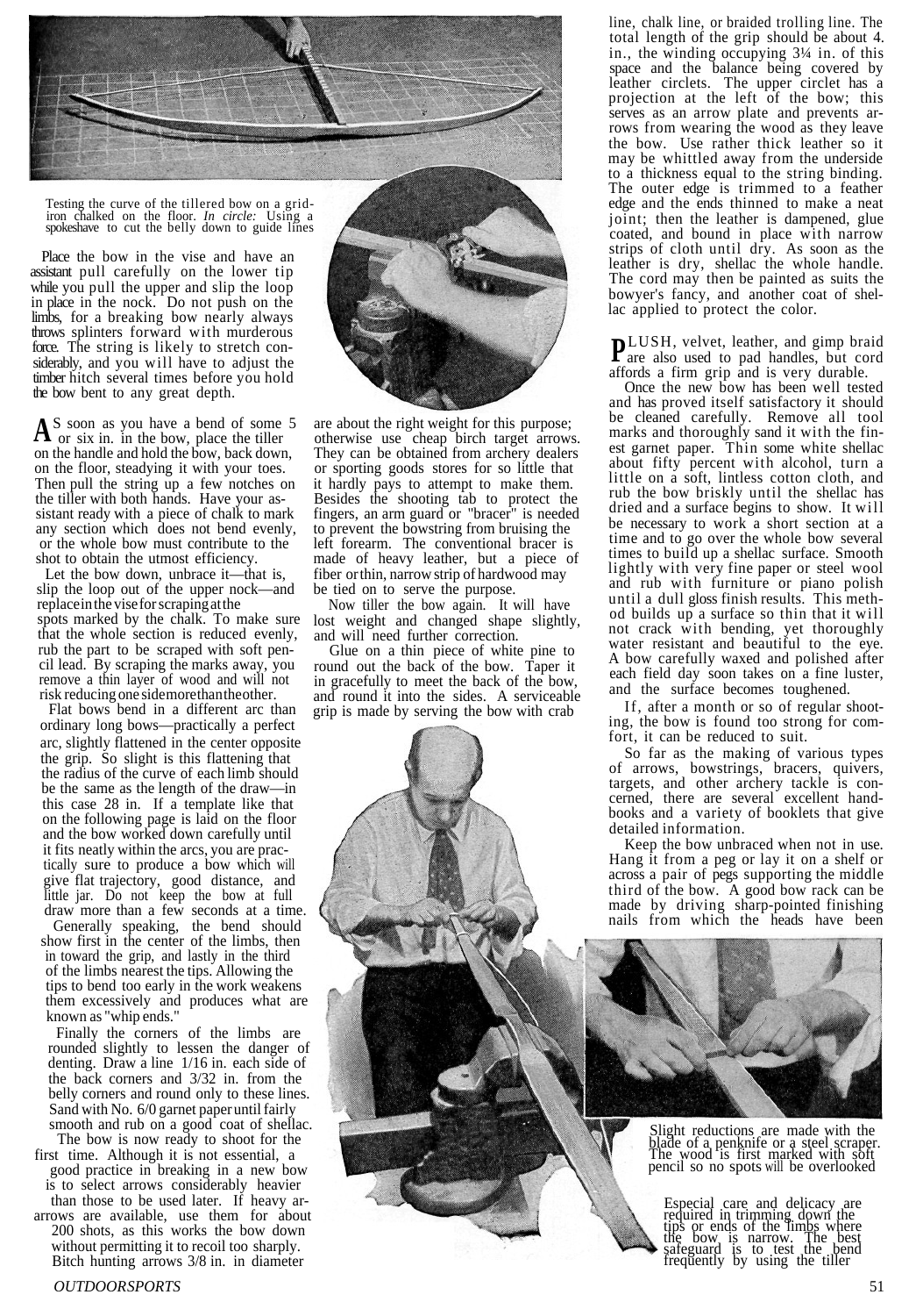Testing the curve of the tillered bow on a grid-iron chalked on the floor. *In circle:* Using a spokeshave to cut the belly down to guide lines

Place the bow in the vise and have an assistant pull carefully on the lower tip while you pull the upper and slip the loop in place in the nock. Do not push on the limbs, for a breaking bow nearly always throws splinters forward with murderous force. The string is likely to stretch considerably, and you will have to adjust the timber hitch several times before you hold the bow bent to any great depth.

As soon as you have a bend of some 5 or six in. in the bow, place the tiller on the handle and hold the bow, back down, on the floor, steadying it with your toes. Then pull the string up a few notches on the tiller with both hands. Have your assistant ready with a piece of chalk to mark any section which does not bend evenly, or the whole bow must contribute to the shot to obtain the utmost efficiency.

Let the bow down, unbrace it—that is, slip the loop out of the upper nock—and replace in the vise for scraping at the spots marked by the chalk. To make sure that the whole section is reduced evenly, rub the part to be scraped with soft pencil lead. By scraping the marks away, you remove a thin layer of wood and will not risk reducing one side more than the other.

Flat bows bend in a different arc than ordinary long bows—practically a perfect arc, slightly flattened in the center opposite the grip. So slight is this flattening that the radius of the curve of each limb should be the same as the length of the draw—in this case 28 in. If a template like that on the following page is laid on the floor and the bow worked down carefully until it fits neatly within the arcs, you are practically sure to produce a bow which will give flat trajectory, good distance, and little jar. Do not keep the bow at full draw more than a few seconds at a time.

Generally speaking, the bend should show first in the center of the limbs, then in toward the grip, and lastly in the third of the limbs nearest the tips. Allowing the tips to bend too early in the work weakens them excessively and produces what are known as "whip ends."

Finally the corners of the limbs are rounded slightly to lessen the danger of denting. Draw a line 1/16 in. each side of the back corners and 3/32 in. from the belly corners and round only to these lines. Sand with No. 6/0 garnet paper until fairly smooth and rub on a good coat of shellac.

The bow is now ready to shoot for the first time. Although it is not essential, a good practice in breaking in a new bow is to select arrows considerably heavier than those to be used later. If heavy arrows are available, use them for about 200 shots, as this works the bow down without permitting it to recoil too sharply. Bitch hunting arrows 3/8 in. in diameter are about the right weight for this purpose; otherwise use cheap birch target arrows. They can be obtained from archery dealers or sporting goods stores for so little that it hardly pays to attempt to make them. Besides the shooting tab to protect the fingers, an arm guard or "bracer" is needed to prevent the bowstring from bruising the left forearm. The conventional bracer is made of heavy leather, but a piece of fiber or thin, narrow strip of hardwood may be tied on to serve the purpose.

Now tiller the bow again. It will have lost weight and changed shape slightly, and will need further correction.

Glue on a thin piece of white pine to round out the back of the bow. Taper it in gracefully to meet the back of the bow, and round it into the sides. A serviceable grip is made by serving the bow with crab line, chalk line, or braided trolling line. The total length of the grip should be about 4. in., the winding occupying 3¼ in. of this space and the balance being covered by leather circlets. The upper circlet has a projection at the left of the bow; this serves as an arrow plate and prevents arrows from wearing the wood as they leave the bow. Use rather thick leather so it may be whittled away from the underside to a thickness equal to the string binding. The outer edge is trimmed to a feather edge and the ends thinned to make a neat joint; then the leather is dampened, glue coated, and bound in place with narrow strips of cloth until dry. As soon as the leather is dry, shellac the whole handle. The cord may then be painted as suits the bowyer's fancy, and another coat of shellac applied to protect the color.

PLUSH, velvet, leather, and gimp braid are also used to pad handles, but cord affords a firm grip and is very durable.

Once the new bow has been well tested and has proved itself satisfactory it should be cleaned carefully. Remove all tool marks and thoroughly sand it with the finest garnet paper. Thin some white shellac about fifty percent with alcohol, turn a little on a soft, lintless cotton cloth, and rub the bow briskly until the shellac has dried and a surface begins to show. It will be necessary to work a short section at a time and to go over the whole bow several times to build up a shellac surface. Smooth lightly with very fine paper or steel wool and rub with furniture or piano polish until a dull gloss finish results. This method builds up a surface so thin that it will not crack with bending, yet thoroughly water resistant and beautiful to the eye. A bow carefully waxed and polished after each field day soon takes on a fine luster, and the surface becomes toughened.

If, after a month or so of regular shooting, the bow is found too strong for comfort, it can be reduced to suit.

So far as the making of various types of arrows, bowstrings, bracers, quivers, targets, and other archery tackle is concerned, there are several excellent handbooks and a variety of booklets that give detailed information.

Keep the bow unbraced when not in use. Hang it from a peg or lay it on a shelf or across a pair of pegs supporting the middle third of the bow. A good bow rack can be made by driving sharp-pointed finishing nails from which the heads have been

Slight reductions are made with the blade of a penknife or a steel scraper. The wood is first marked with soft pencil so no spots will be overlooked

Especial care and delicacy are required in trimming down the tips or ends of the limbs where the bow is narrow. The best safeguard is to test the bend frequently by using the tiller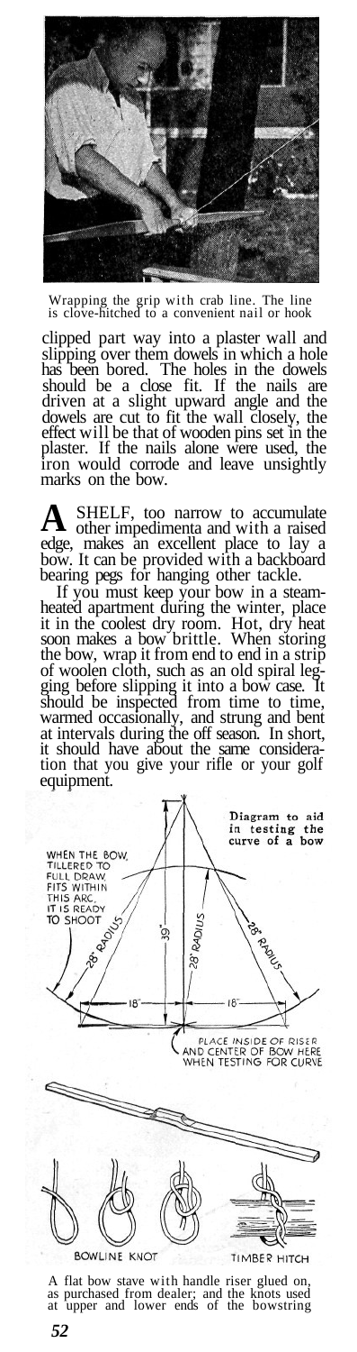Wrapping the grip with crab line. The line is clove-hitched to a convenient nail or hook

clipped part way into a plaster wall and slipping over them dowels in which a hole has been bored. The holes in the dowels should be a close fit. If the nails are driven at a slight upward angle and the dowels are cut to fit the wall closely, the effect will be that of wooden pins set in the plaster. If the nails alone were used, the iron would corrode and leave unsightly marks on the bow.

A SHELF, too narrow to accumulate other impedimenta and with a raised edge, makes an excellent place to lay a bow. It can be provided with a backboard bearing pegs for hanging other tackle.

If you must keep your bow in a steam-heated apartment during the winter, place it in the coolest dry room. Hot, dry heat soon makes a bow brittle. When storing the bow, wrap it from end to end in a strip of woolen cloth, such as an old spiral legging before slipping it into a bow case. It should be inspected from time to time, warmed occasionally, and strung and bent at intervals during the off season. In short, it should have about the same consideration that you give your rifle or your golf equipment.

Diagram to aid in testing the curve of a bow

WHEN THE BOW, TILLERED TO FULL DRAW, FITS WITHIN THIS ARC, IT IS READY TO SHOOT

28" RADIUS

39"

28" RADIUS

28" RADIUS

18"

18"

PLACE INSIDE OF RISER AND CENTER OF BOW HERE WHEN TESTING FOR CURVE

BOWLINE KNOT

TIMBER HITCH

A flat bow stave with handle riser glued on, as purchased from dealer; and the knots used at upper and lower ends of the bowstring